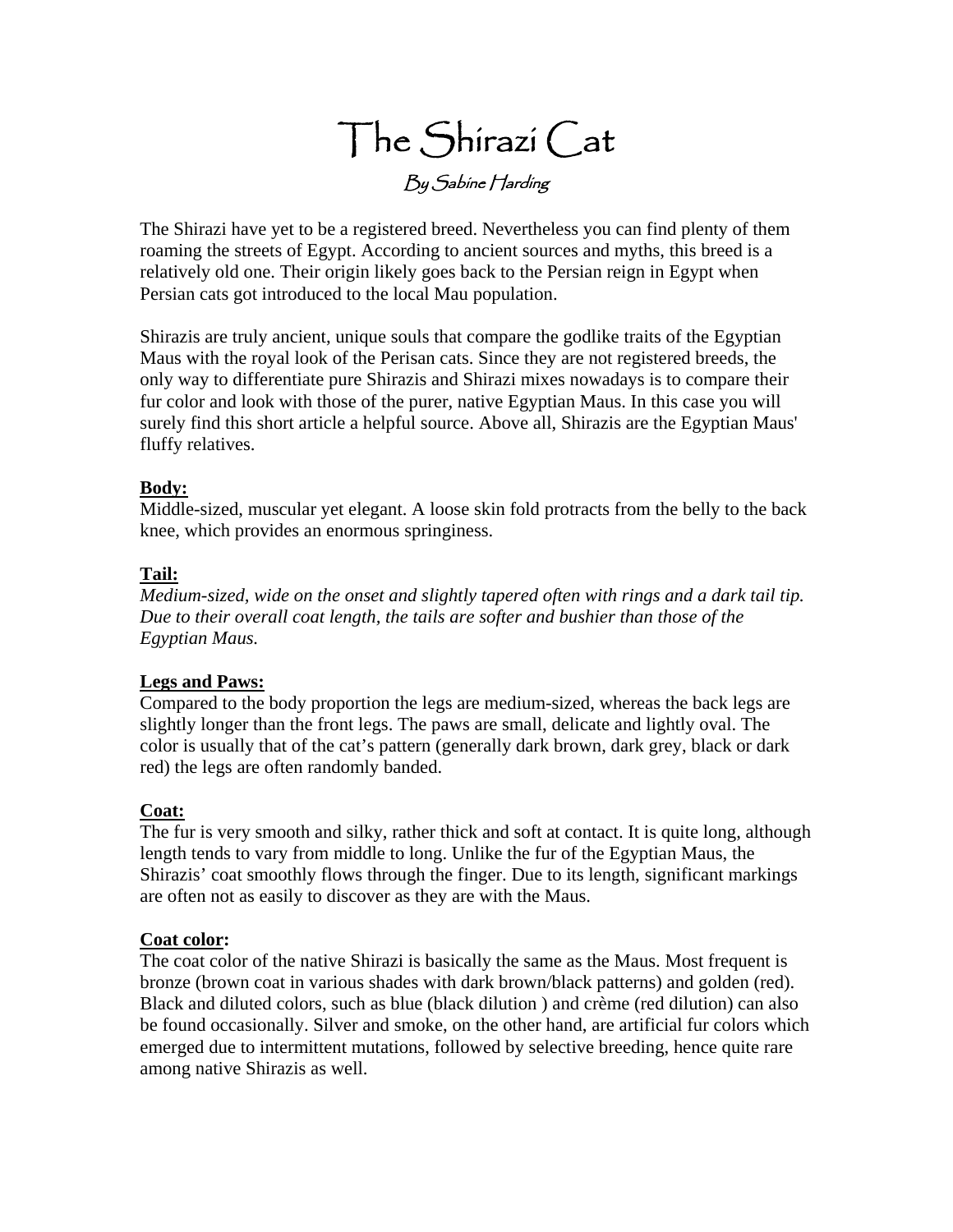# The Shirazi Cat

*By Sabine Harding*

The Shirazi have yet to be a registered breed. Nevertheless you can find plenty of them roaming the streets of Egypt. According to ancient sources and myths, this breed is a relatively old one. Their origin likely goes back to the Persian reign in Egypt when Persian cats got introduced to the local Mau population.

Shirazis are truly ancient, unique souls that compare the godlike traits of the Egyptian Maus with the royal look of the Perisan cats. Since they are not registered breeds, the only way to differentiate pure Shirazis and Shirazi mixes nowadays is to compare their fur color and look with those of the purer, native Egyptian Maus. In this case you will surely find this short article a helpful source. Above all, Shirazis are the Egyptian Maus' fluffy relatives.

**Body:**

Middle-sized, muscular yet elegant. A loose skin fold protracts from the belly to the back knee, which provides an enormous springiness.

**Tail:**

*Medium-sized, wide on the onset and slightly tapered often with rings and a dark tail tip. Due to their overall coat length, the tails are softer and bushier than those of the Egyptian Maus.*

**Legs and Paws:**

Compared to the body proportion the legs are medium-sized, whereas the back legs are slightly longer than the front legs. The paws are small, delicate and lightly oval. The color is usually that of the cat's pattern (generally dark brown, dark grey, black or dark red) the legs are often randomly banded.

**Coat:**

The fur is very smooth and silky, rather thick and soft at contact. It is quite long, although length tends to vary from middle to long. Unlike the fur of the Egyptian Maus, the Shirazis' coat smoothly flows through the finger. Due to its length, significant markings are often not as easily to discover as they are with the Maus.

**Coat color:**

The coat color of the native Shirazi is basically the same as the Maus. Most frequent is bronze (brown coat in various shades with dark brown/black patterns) and golden (red). Black and diluted colors, such as blue (black dilution ) and crème (red dilution) can also be found occasionally. Silver and smoke, on the other hand, are artificial fur colors which emerged due to intermittent mutations, followed by selective breeding, hence quite rare among native Shirazis as well.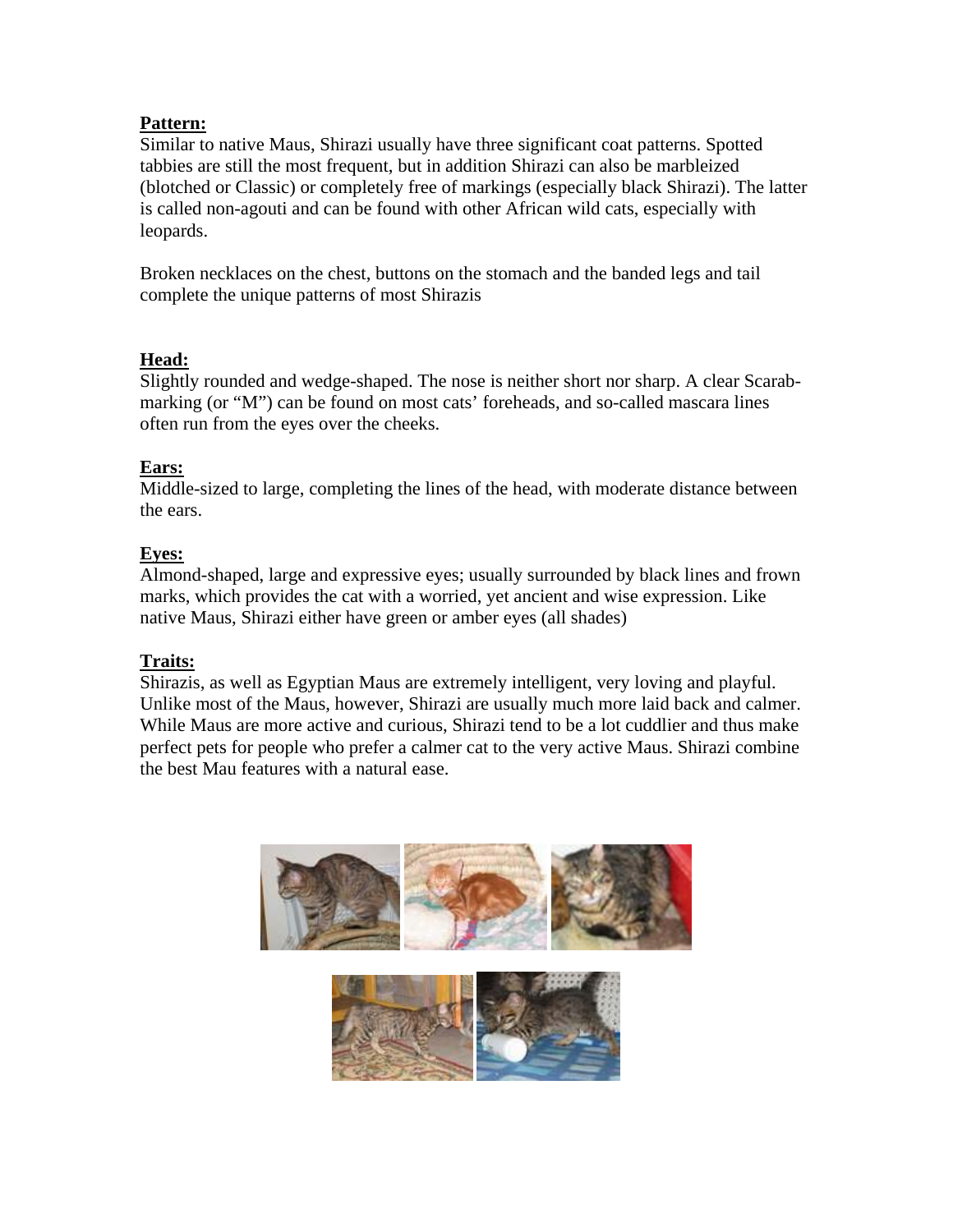**Pattern:**
Similar to native Maus, Shirazi usually have three significant coat patterns. Spotted tabbies are still the most frequent, but in addition Shirazi can also be marbleized (blotched or Classic) or completely free of markings (especially black Shirazi). The latter is called non-agouti and can be found with other African wild cats, especially with leopards.

Broken necklaces on the chest, buttons on the stomach and the banded legs and tail complete the unique patterns of most Shirazis

**Head:**
Slightly rounded and wedge-shaped. The nose is neither short nor sharp. A clear Scarab-marking (or "M") can be found on most cats' foreheads, and so-called mascara lines often run from the eyes over the cheeks.

**Ears:**
Middle-sized to large, completing the lines of the head, with moderate distance between the ears.

**Eyes:**
Almond-shaped, large and expressive eyes; usually surrounded by black lines and frown marks, which provides the cat with a worried, yet ancient and wise expression. Like native Maus, Shirazi either have green or amber eyes (all shades)

**Traits:**
Shirazis, as well as Egyptian Maus are extremely intelligent, very loving and playful. Unlike most of the Maus, however, Shirazi are usually much more laid back and calmer. While Maus are more active and curious, Shirazi tend to be a lot cuddlier and thus make perfect pets for people who prefer a calmer cat to the very active Maus. Shirazi combine the best Mau features with a natural ease.